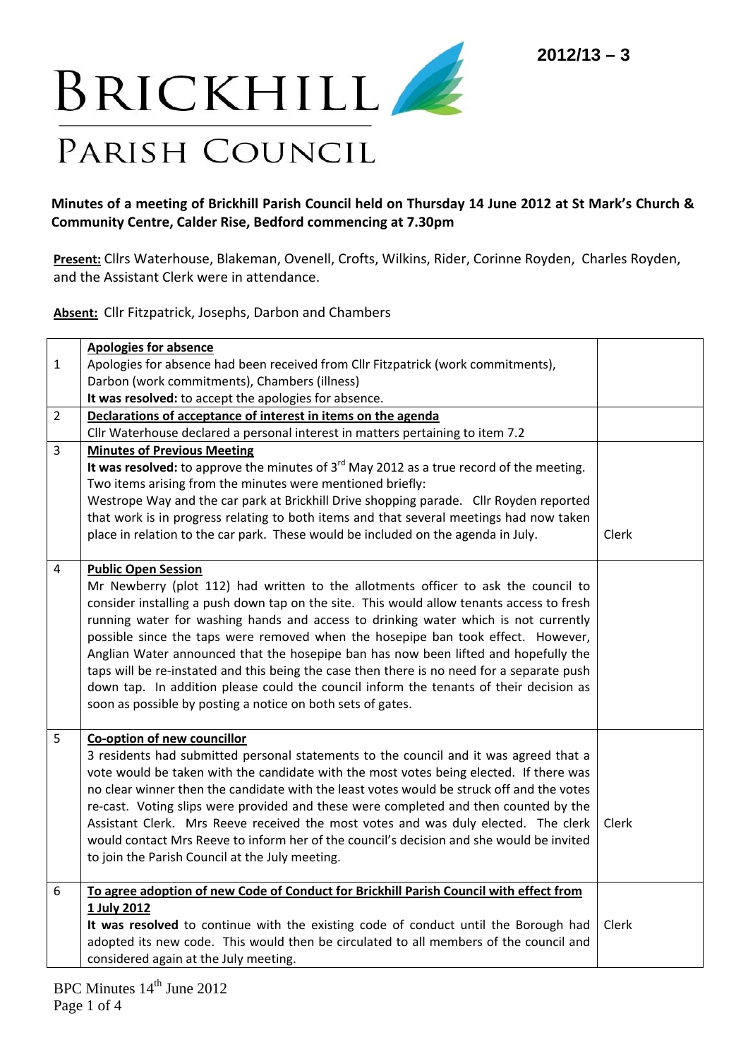2012/13 – 3

# Brickhill Parish Council

**Minutes of a meeting of Brickhill Parish Council held on Thursday 14 June 2012 at St Mark's Church & Community Centre, Calder Rise, Bedford commencing at 7.30pm**

**Present:** Cllrs Waterhouse, Blakeman, Ovenell, Crofts, Wilkins, Rider, Corinne Royden, Charles Royden, and the Assistant Clerk were in attendance.

**Absent:** Cllr Fitzpatrick, Josephs, Darbon and Chambers

| | | |
|---|---|---|
| 1 | **Apologies for absence**<br>Apologies for absence had been received from Cllr Fitzpatrick (work commitments), Darbon (work commitments), Chambers (illness)<br>**It was resolved:** to accept the apologies for absence. | |
| 2 | **Declarations of acceptance of interest in items on the agenda**<br>Cllr Waterhouse declared a personal interest in matters pertaining to item 7.2 | |
| 3 | **Minutes of Previous Meeting**<br>**It was resolved:** to approve the minutes of 3rd May 2012 as a true record of the meeting. Two items arising from the minutes were mentioned briefly:<br>Westrope Way and the car park at Brickhill Drive shopping parade. Cllr Royden reported that work is in progress relating to both items and that several meetings had now taken place in relation to the car park. These would be included on the agenda in July. | Clerk |
| 4 | **Public Open Session**<br>Mr Newberry (plot 112) had written to the allotments officer to ask the council to consider installing a push down tap on the site. This would allow tenants access to fresh running water for washing hands and access to drinking water which is not currently possible since the taps were removed when the hosepipe ban took effect. However, Anglian Water announced that the hosepipe ban has now been lifted and hopefully the taps will be re-instated and this being the case then there is no need for a separate push down tap. In addition please could the council inform the tenants of their decision as soon as possible by posting a notice on both sets of gates. | |
| 5 | **Co-option of new councillor**<br>3 residents had submitted personal statements to the council and it was agreed that a vote would be taken with the candidate with the most votes being elected. If there was no clear winner then the candidate with the least votes would be struck off and the votes re-cast. Voting slips were provided and these were completed and then counted by the Assistant Clerk. Mrs Reeve received the most votes and was duly elected. The clerk would contact Mrs Reeve to inform her of the council's decision and she would be invited to join the Parish Council at the July meeting. | Clerk |
| 6 | **To agree adoption of new Code of Conduct for Brickhill Parish Council with effect from 1 July 2012**<br>**It was resolved** to continue with the existing code of conduct until the Borough had adopted its new code. This would then be circulated to all members of the council and considered again at the July meeting. | Clerk |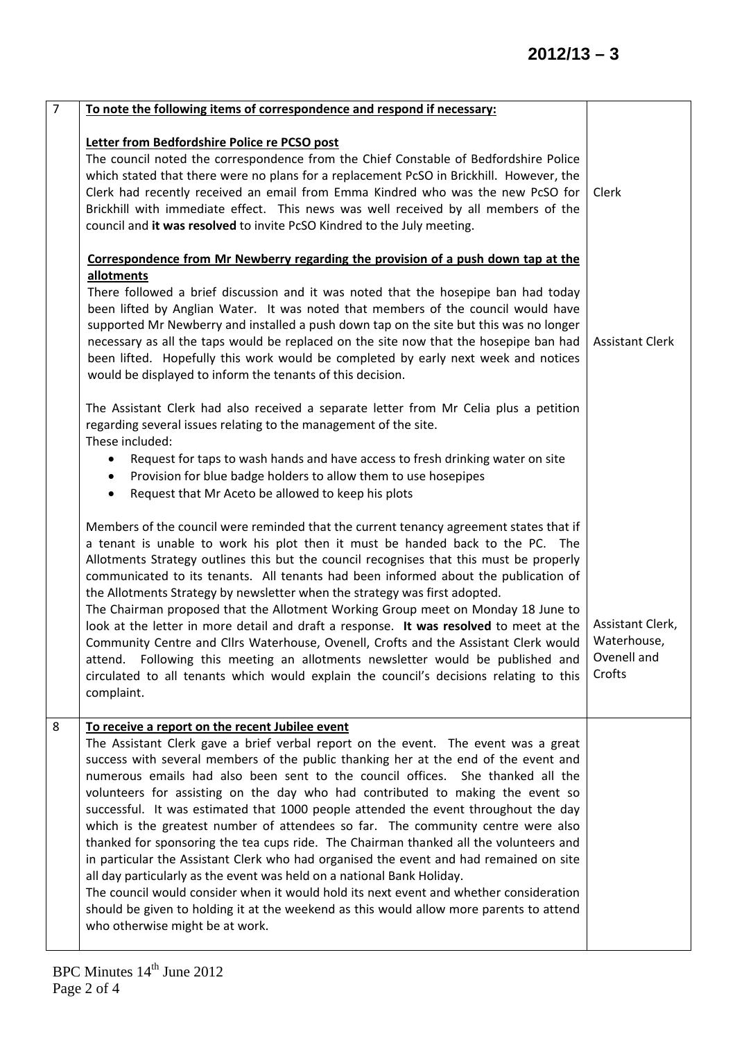| | | |
|---|---|---|
| 7 | **To note the following items of correspondence and respond if necessary:**<br><br>**Letter from Bedfordshire Police re PCSO post**<br>The council noted the correspondence from the Chief Constable of Bedfordshire Police which stated that there were no plans for a replacement PcSO in Brickhill. However, the Clerk had recently received an email from Emma Kindred who was the new PcSO for Brickhill with immediate effect. This news was well received by all members of the council and **it was resolved** to invite PcSO Kindred to the July meeting.<br><br>**Correspondence from Mr Newberry regarding the provision of a push down tap at the allotments**<br>There followed a brief discussion and it was noted that the hosepipe ban had today been lifted by Anglian Water. It was noted that members of the council would have supported Mr Newberry and installed a push down tap on the site but this was no longer necessary as all the taps would be replaced on the site now that the hosepipe ban had been lifted. Hopefully this work would be completed by early next week and notices would be displayed to inform the tenants of this decision.<br><br>The Assistant Clerk had also received a separate letter from Mr Celia plus a petition regarding several issues relating to the management of the site.<br>These included:<br>• Request for taps to wash hands and have access to fresh drinking water on site<br>• Provision for blue badge holders to allow them to use hosepipes<br>• Request that Mr Aceto be allowed to keep his plots<br><br>Members of the council were reminded that the current tenancy agreement states that if a tenant is unable to work his plot then it must be handed back to the PC. The Allotments Strategy outlines this but the council recognises that this must be properly communicated to its tenants. All tenants had been informed about the publication of the Allotments Strategy by newsletter when the strategy was first adopted.<br>The Chairman proposed that the Allotment Working Group meet on Monday 18 June to look at the letter in more detail and draft a response. **It was resolved** to meet at the Community Centre and Cllrs Waterhouse, Ovenell, Crofts and the Assistant Clerk would attend. Following this meeting an allotments newsletter would be published and circulated to all tenants which would explain the council's decisions relating to this complaint. | Clerk<br><br>Assistant Clerk<br><br>Assistant Clerk, Waterhouse, Ovenell and Crofts |
| 8 | **To receive a report on the recent Jubilee event**<br>The Assistant Clerk gave a brief verbal report on the event. The event was a great success with several members of the public thanking her at the end of the event and numerous emails had also been sent to the council offices. She thanked all the volunteers for assisting on the day who had contributed to making the event so successful. It was estimated that 1000 people attended the event throughout the day which is the greatest number of attendees so far. The community centre were also thanked for sponsoring the tea cups ride. The Chairman thanked all the volunteers and in particular the Assistant Clerk who had organised the event and had remained on site all day particularly as the event was held on a national Bank Holiday.<br>The council would consider when it would hold its next event and whether consideration should be given to holding it at the weekend as this would allow more parents to attend who otherwise might be at work. | |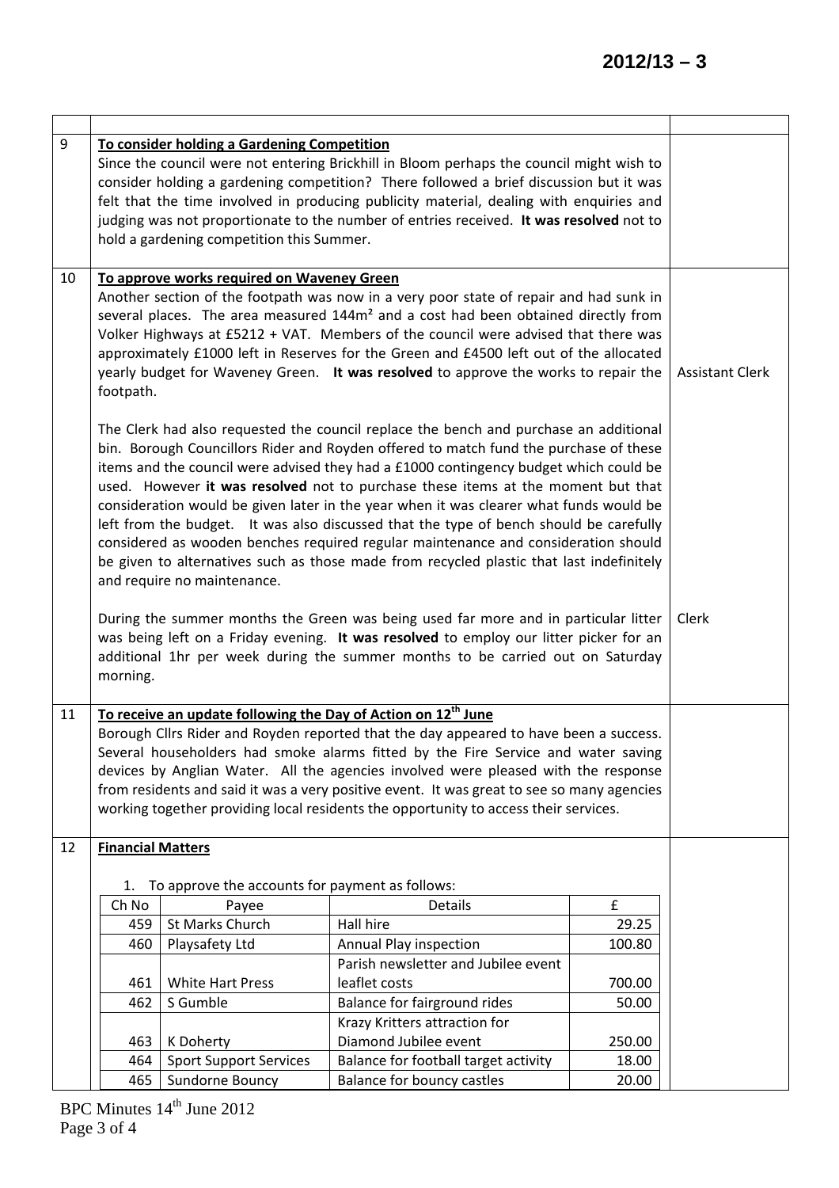| | | |
|---|---|---|
| 9 | **To consider holding a Gardening Competition**<br>Since the council were not entering Brickhill in Bloom perhaps the council might wish to consider holding a gardening competition? There followed a brief discussion but it was felt that the time involved in producing publicity material, dealing with enquiries and judging was not proportionate to the number of entries received. **It was resolved** not to hold a gardening competition this Summer. | |
| 10 | **To approve works required on Waveney Green**<br>Another section of the footpath was now in a very poor state of repair and had sunk in several places. The area measured 144m² and a cost had been obtained directly from Volker Highways at £5212 + VAT. Members of the council were advised that there was approximately £1000 left in Reserves for the Green and £4500 left out of the allocated yearly budget for Waveney Green. **It was resolved** to approve the works to repair the footpath. | Assistant Clerk |
| | The Clerk had also requested the council replace the bench and purchase an additional bin. Borough Councillors Rider and Royden offered to match fund the purchase of these items and the council were advised they had a £1000 contingency budget which could be used. However **it was resolved** not to purchase these items at the moment but that consideration would be given later in the year when it was clearer what funds would be left from the budget. It was also discussed that the type of bench should be carefully considered as wooden benches required regular maintenance and consideration should be given to alternatives such as those made from recycled plastic that last indefinitely and require no maintenance. | |
| | During the summer months the Green was being used far more and in particular litter was being left on a Friday evening. **It was resolved** to employ our litter picker for an additional 1hr per week during the summer months to be carried out on Saturday morning. | Clerk |
| 11 | **To receive an update following the Day of Action on 12th June**<br>Borough Cllrs Rider and Royden reported that the day appeared to have been a success. Several householders had smoke alarms fitted by the Fire Service and water saving devices by Anglian Water. All the agencies involved were pleased with the response from residents and said it was a very positive event. It was great to see so many agencies working together providing local residents the opportunity to access their services. | |
| 12 | **Financial Matters**<br>1. To approve the accounts for payment as follows: | |

| Ch No | Payee | Details | £ |
|---|---|---|---|
| 459 | St Marks Church | Hall hire | 29.25 |
| 460 | Playsafety Ltd | Annual Play inspection | 100.80 |
| 461 | White Hart Press | Parish newsletter and Jubilee event leaflet costs | 700.00 |
| 462 | S Gumble | Balance for fairground rides | 50.00 |
| 463 | K Doherty | Krazy Kritters attraction for Diamond Jubilee event | 250.00 |
| 464 | Sport Support Services | Balance for football target activity | 18.00 |
| 465 | Sundorne Bouncy | Balance for bouncy castles | 20.00 |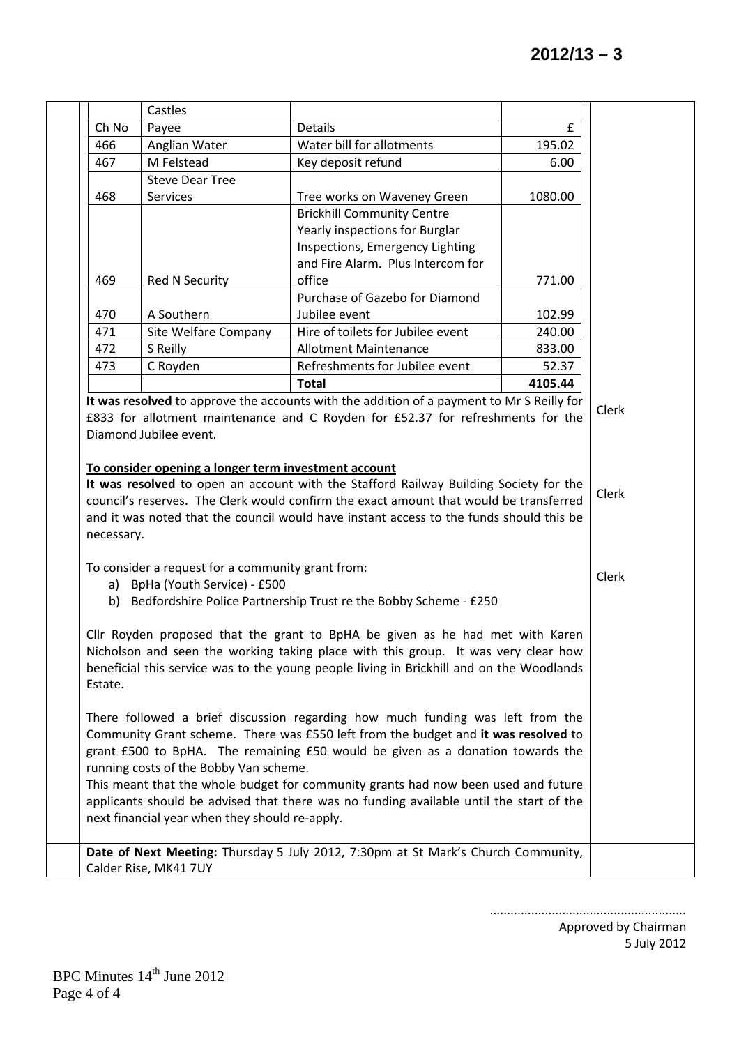| | | | |
|---|---|---|---|
| | Castles | | |
| Ch No | Payee | Details | £ |
| 466 | Anglian Water | Water bill for allotments | 195.02 |
| 467 | M Felstead | Key deposit refund | 6.00 |
| 468 | Steve Dear Tree Services | Tree works on Waveney Green | 1080.00 |
| 469 | Red N Security | Brickhill Community Centre Yearly inspections for Burglar Inspections, Emergency Lighting and Fire Alarm. Plus Intercom for office | 771.00 |
| 470 | A Southern | Purchase of Gazebo for Diamond Jubilee event | 102.99 |
| 471 | Site Welfare Company | Hire of toilets for Jubilee event | 240.00 |
| 472 | S Reilly | Allotment Maintenance | 833.00 |
| 473 | C Royden | Refreshments for Jubilee event | 52.37 |
| | | **Total** | **4105.44** |

**It was resolved** to approve the accounts with the addition of a payment to Mr S Reilly for £833 for allotment maintenance and C Royden for £52.37 for refreshments for the Diamond Jubilee event. — Clerk

**To consider opening a longer term investment account**

**It was resolved** to open an account with the Stafford Railway Building Society for the council's reserves. The Clerk would confirm the exact amount that would be transferred and it was noted that the council would have instant access to the funds should this be necessary. — Clerk

To consider a request for a community grant from: — Clerk

a) BpHa (Youth Service) - £500
b) Bedfordshire Police Partnership Trust re the Bobby Scheme - £250

Cllr Royden proposed that the grant to BpHA be given as he had met with Karen Nicholson and seen the working taking place with this group. It was very clear how beneficial this service was to the young people living in Brickhill and on the Woodlands Estate.

There followed a brief discussion regarding how much funding was left from the Community Grant scheme. There was £550 left from the budget and **it was resolved** to grant £500 to BpHA. The remaining £50 would be given as a donation towards the running costs of the Bobby Van scheme.
This meant that the whole budget for community grants had now been used and future applicants should be advised that there was no funding available until the start of the next financial year when they should re-apply.

**Date of Next Meeting:** Thursday 5 July 2012, 7:30pm at St Mark's Church Community, Calder Rise, MK41 7UY

........................................................
Approved by Chairman
5 July 2012

BPC Minutes 14th June 2012